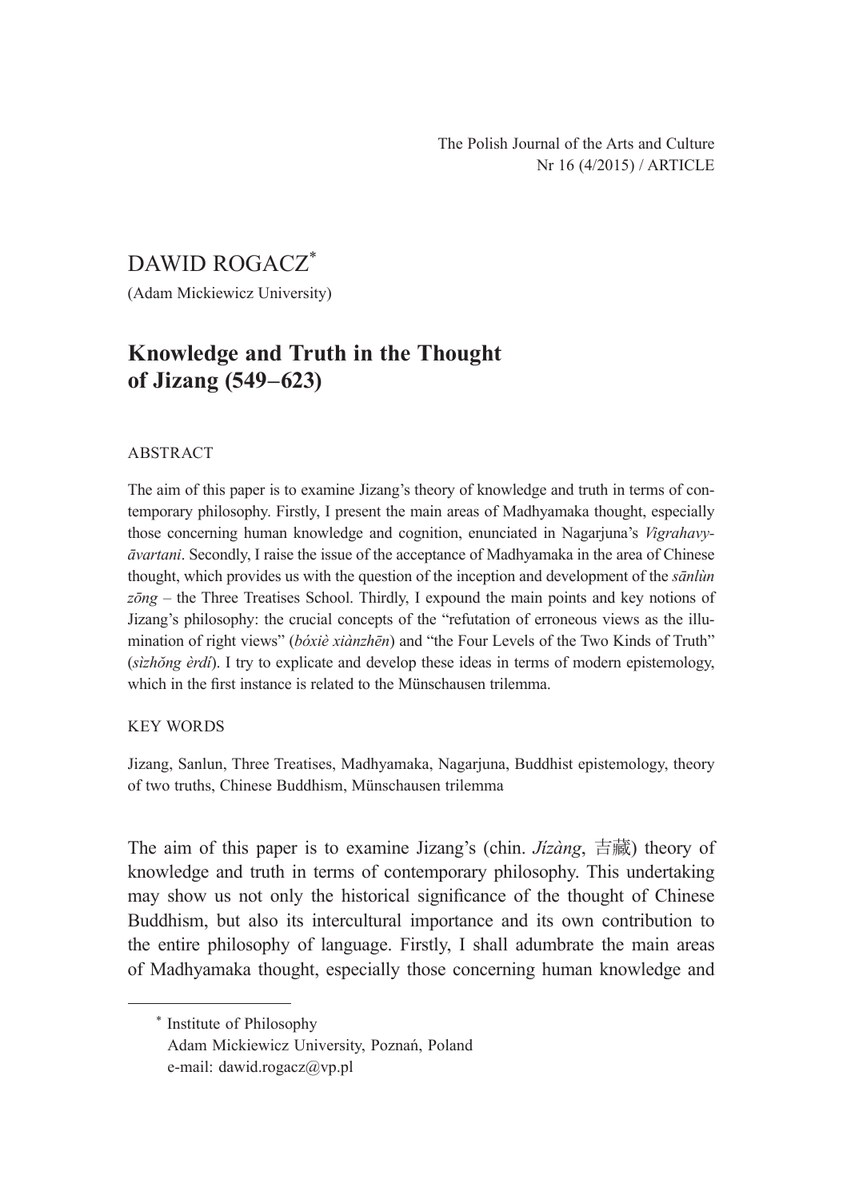The Polish Journal of the Arts and Culture
Nr 16 (4/2015) / ARTICLE

DAWID ROGACZ*

(Adam Mickiewicz University)

# Knowledge and Truth in the Thought of Jizang (549–623)

ABSTRACT

The aim of this paper is to examine Jizang's theory of knowledge and truth in terms of contemporary philosophy. Firstly, I present the main areas of Madhyamaka thought, especially those concerning human knowledge and cognition, enunciated in Nagarjuna's *Vigrahavyāvartani*. Secondly, I raise the issue of the acceptance of Madhyamaka in the area of Chinese thought, which provides us with the question of the inception and development of the *sānlùn zōng* – the Three Treatises School. Thirdly, I expound the main points and key notions of Jizang's philosophy: the crucial concepts of the "refutation of erroneous views as the illumination of right views" (*bóxiè xiànzhēn*) and "the Four Levels of the Two Kinds of Truth" (*sìzhǒng èrdì*). I try to explicate and develop these ideas in terms of modern epistemology, which in the first instance is related to the Münschausen trilemma.

KEY WORDS

Jizang, Sanlun, Three Treatises, Madhyamaka, Nagarjuna, Buddhist epistemology, theory of two truths, Chinese Buddhism, Münschausen trilemma

The aim of this paper is to examine Jizang's (chin. *Jízàng*, 吉藏) theory of knowledge and truth in terms of contemporary philosophy. This undertaking may show us not only the historical significance of the thought of Chinese Buddhism, but also its intercultural importance and its own contribution to the entire philosophy of language. Firstly, I shall adumbrate the main areas of Madhyamaka thought, especially those concerning human knowledge and

* Institute of Philosophy
Adam Mickiewicz University, Poznań, Poland
e-mail: dawid.rogacz@vp.pl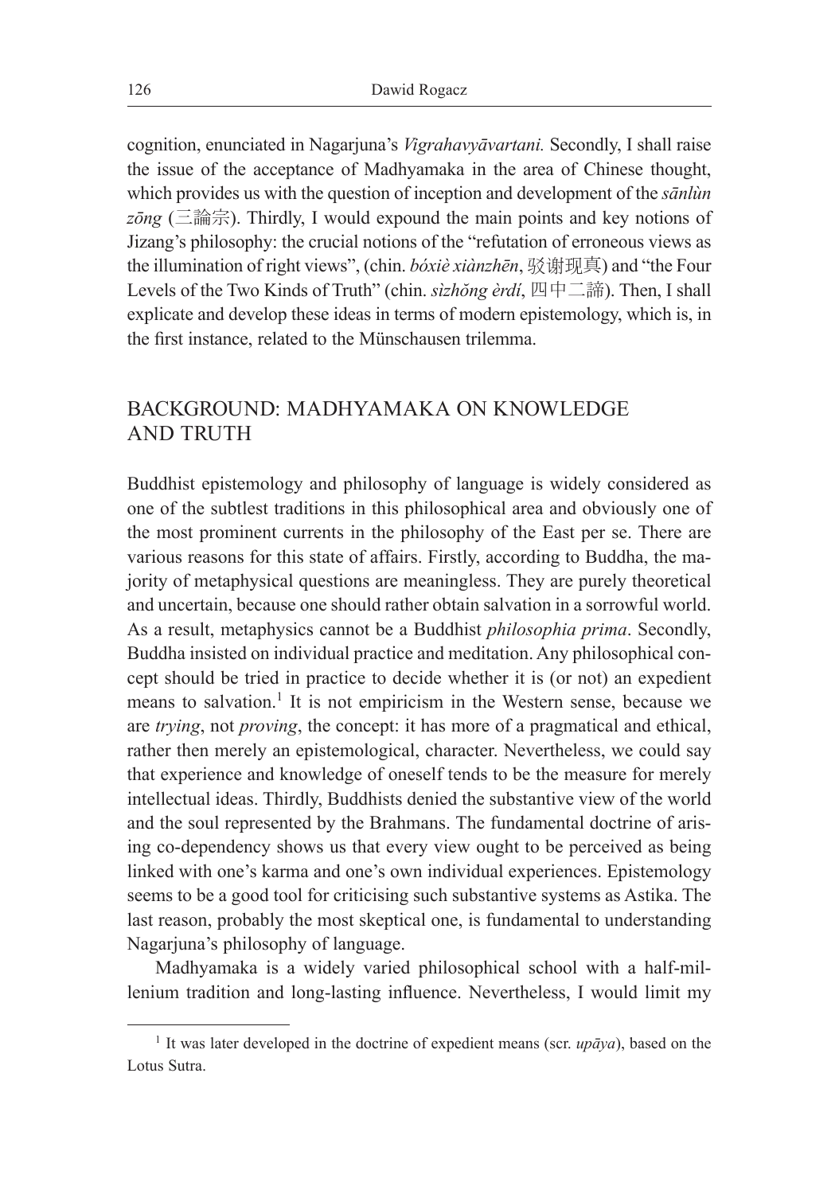cognition, enunciated in Nagarjuna's *Vigrahavyāvartani.* Secondly, I shall raise the issue of the acceptance of Madhyamaka in the area of Chinese thought, which provides us with the question of inception and development of the *sānlùn zōng* (三論宗). Thirdly, I would expound the main points and key notions of Jizang's philosophy: the crucial notions of the "refutation of erroneous views as the illumination of right views", (chin. *bóxiè xiànzhēn*, 驳谢现真) and "the Four Levels of the Two Kinds of Truth" (chin. *sìzhŏng èrdí*, 四中二諦). Then, I shall explicate and develop these ideas in terms of modern epistemology, which is, in the first instance, related to the Münschausen trilemma.

## BACKGROUND: MADHYAMAKA ON KNOWLEDGE AND TRUTH

Buddhist epistemology and philosophy of language is widely considered as one of the subtlest traditions in this philosophical area and obviously one of the most prominent currents in the philosophy of the East per se. There are various reasons for this state of affairs. Firstly, according to Buddha, the majority of metaphysical questions are meaningless. They are purely theoretical and uncertain, because one should rather obtain salvation in a sorrowful world. As a result, metaphysics cannot be a Buddhist *philosophia prima*. Secondly, Buddha insisted on individual practice and meditation. Any philosophical concept should be tried in practice to decide whether it is (or not) an expedient means to salvation.[1] It is not empiricism in the Western sense, because we are *trying*, not *proving*, the concept: it has more of a pragmatical and ethical, rather then merely an epistemological, character. Nevertheless, we could say that experience and knowledge of oneself tends to be the measure for merely intellectual ideas. Thirdly, Buddhists denied the substantive view of the world and the soul represented by the Brahmans. The fundamental doctrine of arising co-dependency shows us that every view ought to be perceived as being linked with one's karma and one's own individual experiences. Epistemology seems to be a good tool for criticising such substantive systems as Astika. The last reason, probably the most skeptical one, is fundamental to understanding Nagarjuna's philosophy of language.

Madhyamaka is a widely varied philosophical school with a half-millenium tradition and long-lasting influence. Nevertheless, I would limit my

---

[1] It was later developed in the doctrine of expedient means (scr. *upāya*), based on the Lotus Sutra.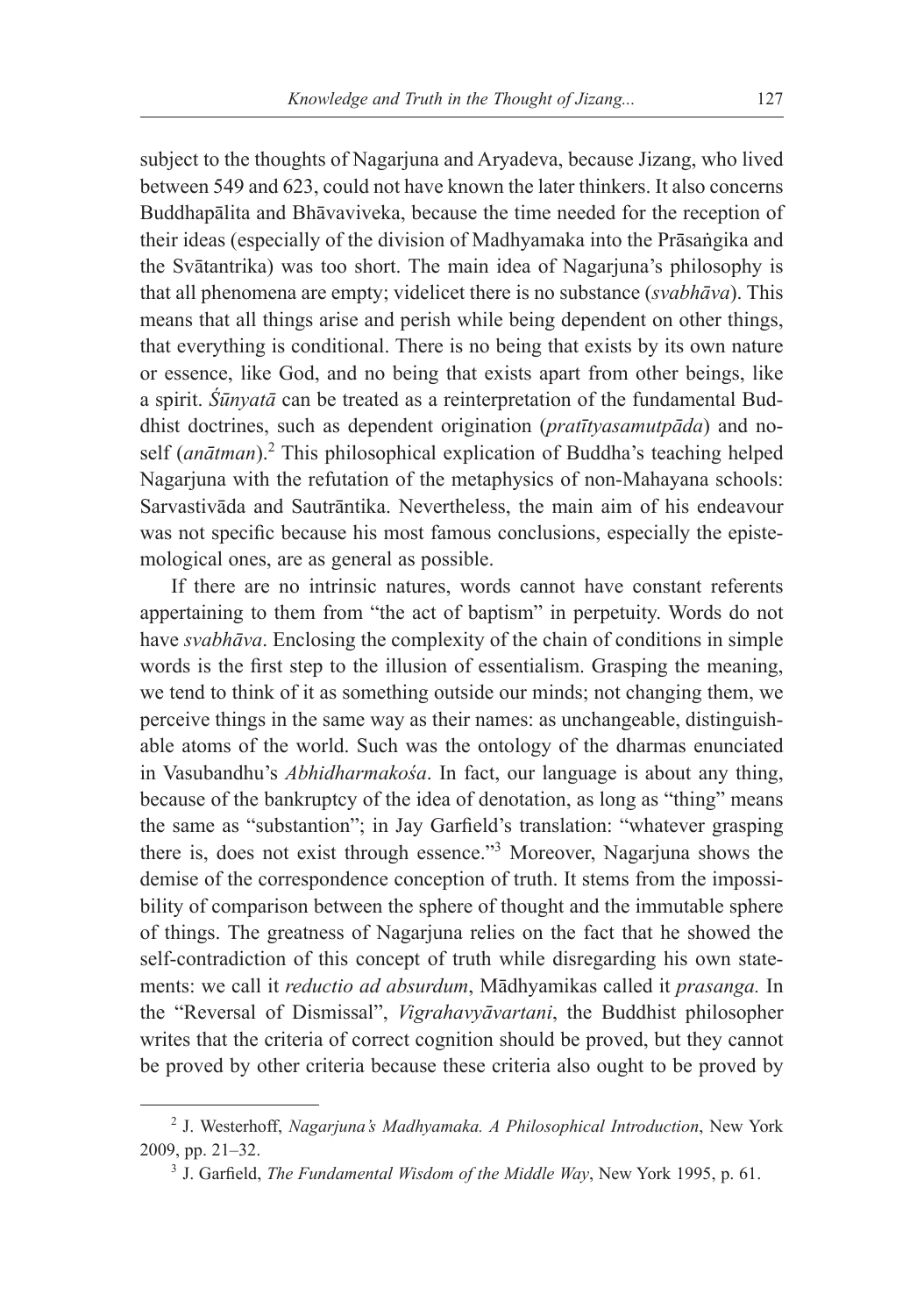subject to the thoughts of Nagarjuna and Aryadeva, because Jizang, who lived between 549 and 623, could not have known the later thinkers. It also concerns Buddhapālita and Bhāvaviveka, because the time needed for the reception of their ideas (especially of the division of Madhyamaka into the Prāsaṅgika and the Svātantrika) was too short. The main idea of Nagarjuna's philosophy is that all phenomena are empty; videlicet there is no substance (*svabhāva*). This means that all things arise and perish while being dependent on other things, that everything is conditional. There is no being that exists by its own nature or essence, like God, and no being that exists apart from other beings, like a spirit. *Śūnyatā* can be treated as a reinterpretation of the fundamental Buddhist doctrines, such as dependent origination (*pratītyasamutpāda*) and no-self (*anātman*).[2] This philosophical explication of Buddha's teaching helped Nagarjuna with the refutation of the metaphysics of non-Mahayana schools: Sarvastivāda and Sautrāntika. Nevertheless, the main aim of his endeavour was not specific because his most famous conclusions, especially the epistemological ones, are as general as possible.

If there are no intrinsic natures, words cannot have constant referents appertaining to them from "the act of baptism" in perpetuity. Words do not have *svabhāva*. Enclosing the complexity of the chain of conditions in simple words is the first step to the illusion of essentialism. Grasping the meaning, we tend to think of it as something outside our minds; not changing them, we perceive things in the same way as their names: as unchangeable, distinguishable atoms of the world. Such was the ontology of the dharmas enunciated in Vasubandhu's *Abhidharmakośa*. In fact, our language is about any thing, because of the bankruptcy of the idea of denotation, as long as "thing" means the same as "substantion"; in Jay Garfield's translation: "whatever grasping there is, does not exist through essence."[3] Moreover, Nagarjuna shows the demise of the correspondence conception of truth. It stems from the impossibility of comparison between the sphere of thought and the immutable sphere of things. The greatness of Nagarjuna relies on the fact that he showed the self-contradiction of this concept of truth while disregarding his own statements: we call it *reductio ad absurdum*, Mādhyamikas called it *prasanga.* In the "Reversal of Dismissal", *Vigrahavyāvartani*, the Buddhist philosopher writes that the criteria of correct cognition should be proved, but they cannot be proved by other criteria because these criteria also ought to be proved by

---

[2] J. Westerhoff, *Nagarjuna's Madhyamaka. A Philosophical Introduction*, New York 2009, pp. 21–32.

[3] J. Garfield, *The Fundamental Wisdom of the Middle Way*, New York 1995, p. 61.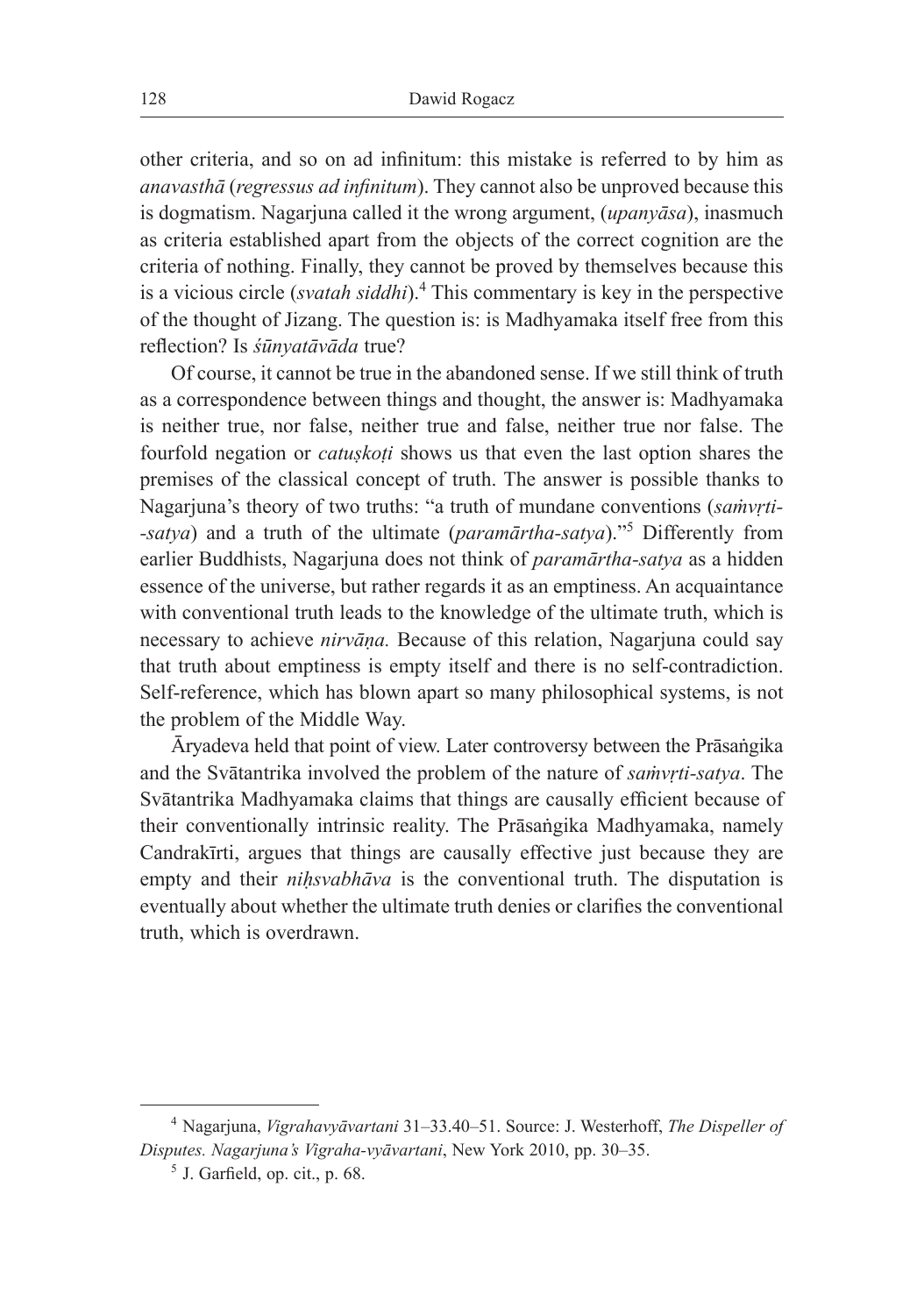other criteria, and so on ad infinitum: this mistake is referred to by him as *anavasthā* (*regressus ad infinitum*). They cannot also be unproved because this is dogmatism. Nagarjuna called it the wrong argument, (*upanyāsa*), inasmuch as criteria established apart from the objects of the correct cognition are the criteria of nothing. Finally, they cannot be proved by themselves because this is a vicious circle (*svatah siddhi*).[4] This commentary is key in the perspective of the thought of Jizang. The question is: is Madhyamaka itself free from this reflection? Is *śūnyatāvāda* true?

Of course, it cannot be true in the abandoned sense. If we still think of truth as a correspondence between things and thought, the answer is: Madhyamaka is neither true, nor false, neither true and false, neither true nor false. The fourfold negation or *catuṣkoṭi* shows us that even the last option shares the premises of the classical concept of truth. The answer is possible thanks to Nagarjuna's theory of two truths: "a truth of mundane conventions (*saṁvṛti--satya*) and a truth of the ultimate (*paramārtha-satya*)."[5] Differently from earlier Buddhists, Nagarjuna does not think of *paramārtha-satya* as a hidden essence of the universe, but rather regards it as an emptiness. An acquaintance with conventional truth leads to the knowledge of the ultimate truth, which is necessary to achieve *nirvāṇa.* Because of this relation, Nagarjuna could say that truth about emptiness is empty itself and there is no self-contradiction. Self-reference, which has blown apart so many philosophical systems, is not the problem of the Middle Way.

Āryadeva held that point of view. Later controversy between the Prāsaṅgika and the Svātantrika involved the problem of the nature of *saṁvṛti-satya*. The Svātantrika Madhyamaka claims that things are causally efficient because of their conventionally intrinsic reality. The Prāsaṅgika Madhyamaka, namely Candrakīrti, argues that things are causally effective just because they are empty and their *niḥsvabhāva* is the conventional truth. The disputation is eventually about whether the ultimate truth denies or clarifies the conventional truth, which is overdrawn.

---

[4] Nagarjuna, *Vigrahavyāvartani* 31–33.40–51. Source: J. Westerhoff, *The Dispeller of Disputes. Nagarjuna's Vigraha-vyāvartani*, New York 2010, pp. 30–35.

[5] J. Garfield, op. cit., p. 68.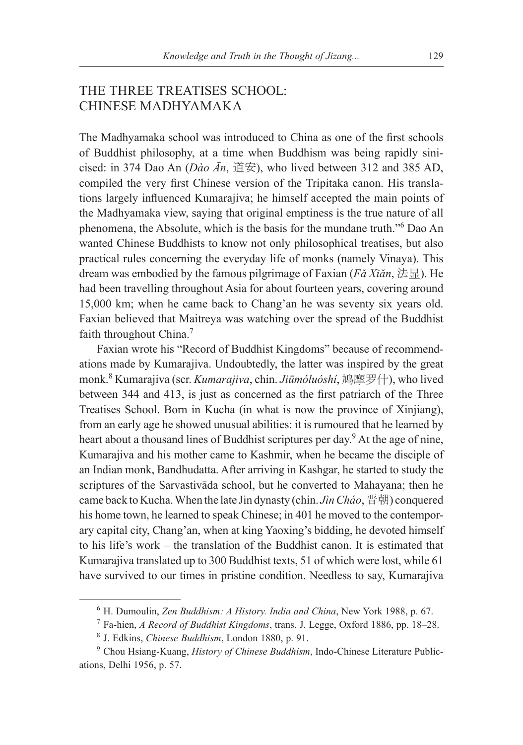## THE THREE TREATISES SCHOOL: CHINESE MADHYAMAKA

The Madhyamaka school was introduced to China as one of the first schools of Buddhist philosophy, at a time when Buddhism was being rapidly sinicised: in 374 Dao An (*Dào Ān*, 道安), who lived between 312 and 385 AD, compiled the very first Chinese version of the Tripitaka canon. His translations largely influenced Kumarajiva; he himself accepted the main points of the Madhyamaka view, saying that original emptiness is the true nature of all phenomena, the Absolute, which is the basis for the mundane truth."[6] Dao An wanted Chinese Buddhists to know not only philosophical treatises, but also practical rules concerning the everyday life of monks (namely Vinaya). This dream was embodied by the famous pilgrimage of Faxian (*Fǎ Xiǎn*, 法显). He had been travelling throughout Asia for about fourteen years, covering around 15,000 km; when he came back to Chang'an he was seventy six years old. Faxian believed that Maitreya was watching over the spread of the Buddhist faith throughout China.[7]

Faxian wrote his "Record of Buddhist Kingdoms" because of recommendations made by Kumarajiva. Undoubtedly, the latter was inspired by the great monk.[8] Kumarajiva (scr. *Kumarajiva*, chin. *Jiūmóluóshí*, 鸠摩罗什), who lived between 344 and 413, is just as concerned as the first patriarch of the Three Treatises School. Born in Kucha (in what is now the province of Xinjiang), from an early age he showed unusual abilities: it is rumoured that he learned by heart about a thousand lines of Buddhist scriptures per day.[9] At the age of nine, Kumarajiva and his mother came to Kashmir, when he became the disciple of an Indian monk, Bandhudatta. After arriving in Kashgar, he started to study the scriptures of the Sarvastivāda school, but he converted to Mahayana; then he came back to Kucha. When the late Jin dynasty (chin. *Jìn Cháo*, 晋朝) conquered his home town, he learned to speak Chinese; in 401 he moved to the contemporary capital city, Chang'an, when at king Yaoxing's bidding, he devoted himself to his life's work – the translation of the Buddhist canon. It is estimated that Kumarajiva translated up to 300 Buddhist texts, 51 of which were lost, while 61 have survived to our times in pristine condition. Needless to say, Kumarajiva

---

[6] H. Dumoulin, *Zen Buddhism: A History. India and China*, New York 1988, p. 67.

[7] Fa-hien, *A Record of Buddhist Kingdoms*, trans. J. Legge, Oxford 1886, pp. 18–28.

[8] J. Edkins, *Chinese Buddhism*, London 1880, p. 91.

[9] Chou Hsiang-Kuang, *History of Chinese Buddhism*, Indo-Chinese Literature Publications, Delhi 1956, p. 57.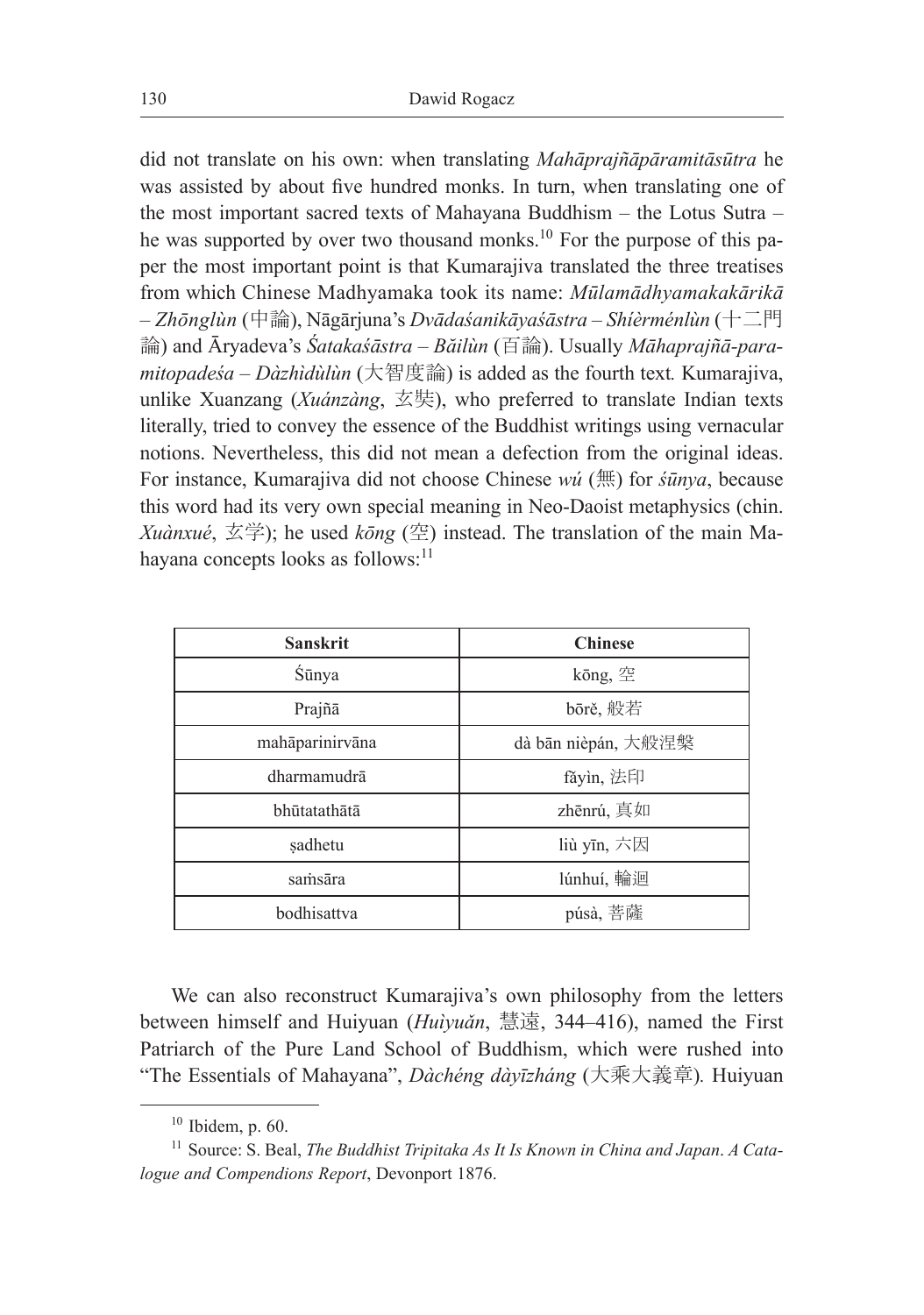did not translate on his own: when translating *Mahāprajñāpāramitāsūtra* he was assisted by about five hundred monks. In turn, when translating one of the most important sacred texts of Mahayana Buddhism – the Lotus Sutra – he was supported by over two thousand monks.[10] For the purpose of this paper the most important point is that Kumarajiva translated the three treatises from which Chinese Madhyamaka took its name: *Mūlamādhyamakakārikā – Zhōnglùn* (中論), Nāgārjuna's *Dvādaśanikāyaśāstra – Shíèrménlùn* (十二門論) and Āryadeva's *Śatakaśāstra – Bǎilùn* (百論). Usually *Māhaprajñā-paramitopadeśa – Dàzhìdùlùn* (大智度論) is added as the fourth text. Kumarajiva, unlike Xuanzang (*Xuánzàng*, 玄奘), who preferred to translate Indian texts literally, tried to convey the essence of the Buddhist writings using vernacular notions. Nevertheless, this did not mean a defection from the original ideas. For instance, Kumarajiva did not choose Chinese *wú* (無) for *śūnya*, because this word had its very own special meaning in Neo-Daoist metaphysics (chin. *Xuànxué*, 玄学); he used *kōng* (空) instead. The translation of the main Mahayana concepts looks as follows:[11]

| Sanskrit | Chinese |
|---|---|
| Śūnya | kōng, 空 |
| Prajñā | bōrě, 般若 |
| mahāparinirvāna | dà bān nièpán, 大般涅槃 |
| dharmamudrā | fǎyìn, 法印 |
| bhūtatathātā | zhēnrú, 真如 |
| ṣadhetu | liù yīn, 六因 |
| saṁsāra | lúnhuí, 輪迴 |
| bodhisattva | púsà, 菩薩 |

We can also reconstruct Kumarajiva's own philosophy from the letters between himself and Huiyuan (*Huìyuǎn*, 慧遠, 344–416), named the First Patriarch of the Pure Land School of Buddhism, which were rushed into "The Essentials of Mahayana", *Dàchéng dàyīzháng* (大乘大義章). Huiyuan

---

[10] Ibidem, p. 60.

[11] Source: S. Beal, *The Buddhist Tripitaka As It Is Known in China and Japan. A Catalogue and Compendions Report*, Devonport 1876.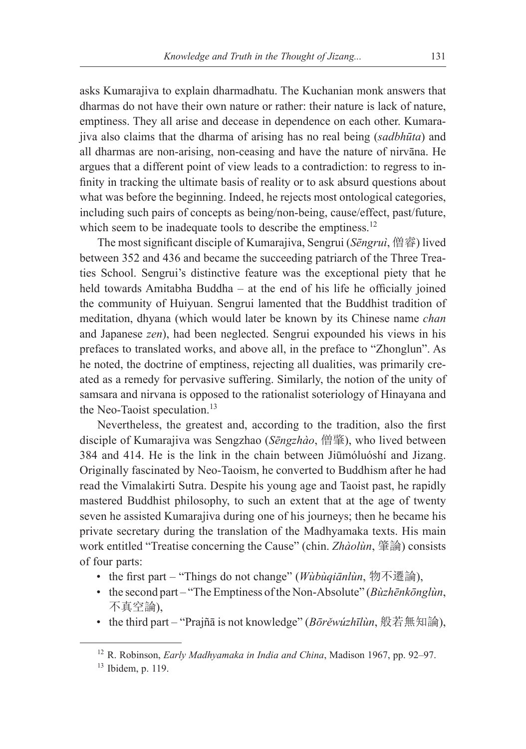asks Kumarajiva to explain dharmadhatu. The Kuchanian monk answers that dharmas do not have their own nature or rather: their nature is lack of nature, emptiness. They all arise and decease in dependence on each other. Kumarajiva also claims that the dharma of arising has no real being (*sadbhūta*) and all dharmas are non-arising, non-ceasing and have the nature of nirvāna. He argues that a different point of view leads to a contradiction: to regress to infinity in tracking the ultimate basis of reality or to ask absurd questions about what was before the beginning. Indeed, he rejects most ontological categories, including such pairs of concepts as being/non-being, cause/effect, past/future, which seem to be inadequate tools to describe the emptiness.[12]

The most significant disciple of Kumarajiva, Sengrui (*Sēngruì*, 僧睿) lived between 352 and 436 and became the succeeding patriarch of the Three Treaties School. Sengrui's distinctive feature was the exceptional piety that he held towards Amitabha Buddha – at the end of his life he officially joined the community of Huiyuan. Sengrui lamented that the Buddhist tradition of meditation, dhyana (which would later be known by its Chinese name *chan* and Japanese *zen*), had been neglected. Sengrui expounded his views in his prefaces to translated works, and above all, in the preface to "Zhonglun". As he noted, the doctrine of emptiness, rejecting all dualities, was primarily created as a remedy for pervasive suffering. Similarly, the notion of the unity of samsara and nirvana is opposed to the rationalist soteriology of Hinayana and the Neo-Taoist speculation.[13]

Nevertheless, the greatest and, according to the tradition, also the first disciple of Kumarajiva was Sengzhao (*Sēngzhào*, 僧肇), who lived between 384 and 414. He is the link in the chain between Jiūmóluóshí and Jizang. Originally fascinated by Neo-Taoism, he converted to Buddhism after he had read the Vimalakirti Sutra. Despite his young age and Taoist past, he rapidly mastered Buddhist philosophy, to such an extent that at the age of twenty seven he assisted Kumarajiva during one of his journeys; then he became his private secretary during the translation of the Madhyamaka texts. His main work entitled "Treatise concerning the Cause" (chin. *Zhàolùn*, 肇論) consists of four parts:

- the first part – "Things do not change" (*Wùbùqiānlùn*, 物不遷論),
- the second part – "The Emptiness of the Non-Absolute" (*Bùzhēnkōnglùn*, 不真空論),
- the third part – "Prajñā is not knowledge" (*Bōrěwúzhīlùn*, 般若無知論),

[12] R. Robinson, *Early Madhyamaka in India and China*, Madison 1967, pp. 92–97.

[13] Ibidem, p. 119.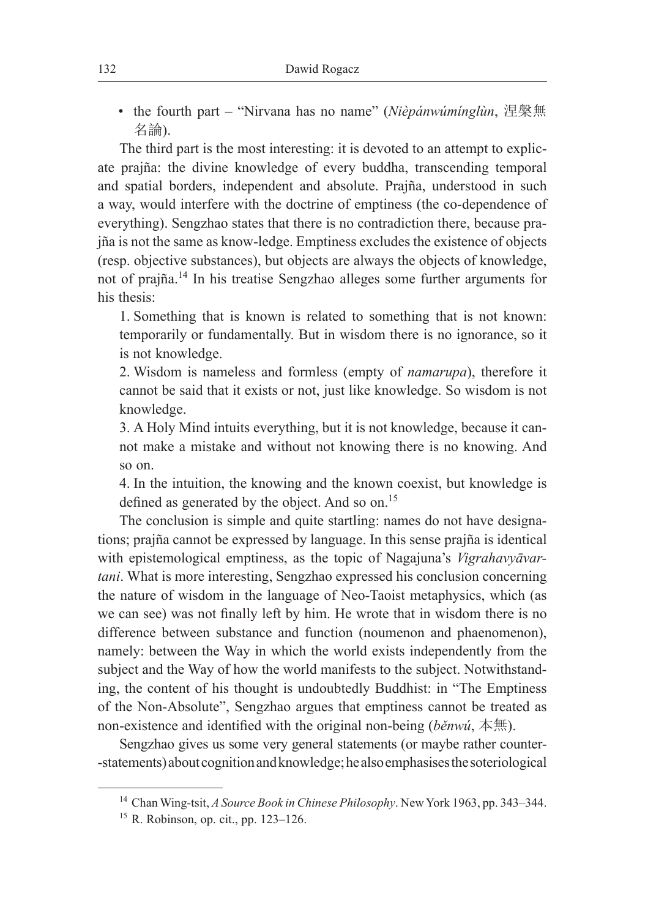- the fourth part – "Nirvana has no name" (*Nièpánwúmínglùn*, 涅槃無名論).

The third part is the most interesting: it is devoted to an attempt to explicate prajña: the divine knowledge of every buddha, transcending temporal and spatial borders, independent and absolute. Prajña, understood in such a way, would interfere with the doctrine of emptiness (the co-dependence of everything). Sengzhao states that there is no contradiction there, because prajña is not the same as know-ledge. Emptiness excludes the existence of objects (resp. objective substances), but objects are always the objects of knowledge, not of prajña.[14] In his treatise Sengzhao alleges some further arguments for his thesis:

1. Something that is known is related to something that is not known: temporarily or fundamentally. But in wisdom there is no ignorance, so it is not knowledge.
2. Wisdom is nameless and formless (empty of *namarupa*), therefore it cannot be said that it exists or not, just like knowledge. So wisdom is not knowledge.
3. A Holy Mind intuits everything, but it is not knowledge, because it cannot make a mistake and without not knowing there is no knowing. And so on.
4. In the intuition, the knowing and the known coexist, but knowledge is defined as generated by the object. And so on.[15]

The conclusion is simple and quite startling: names do not have designations; prajña cannot be expressed by language. In this sense prajña is identical with epistemological emptiness, as the topic of Nagajuna's *Vigrahavyāvartani*. What is more interesting, Sengzhao expressed his conclusion concerning the nature of wisdom in the language of Neo-Taoist metaphysics, which (as we can see) was not finally left by him. He wrote that in wisdom there is no difference between substance and function (noumenon and phaenomenon), namely: between the Way in which the world exists independently from the subject and the Way of how the world manifests to the subject. Notwithstanding, the content of his thought is undoubtedly Buddhist: in "The Emptiness of the Non-Absolute", Sengzhao argues that emptiness cannot be treated as non-existence and identified with the original non-being (*běnwú*, 本無).

Sengzhao gives us some very general statements (or maybe rather counter--statements) about cognition and knowledge; he also emphasises the soteriological

[14] Chan Wing-tsit, *A Source Book in Chinese Philosophy*. New York 1963, pp. 343–344.

[15] R. Robinson, op. cit., pp. 123–126.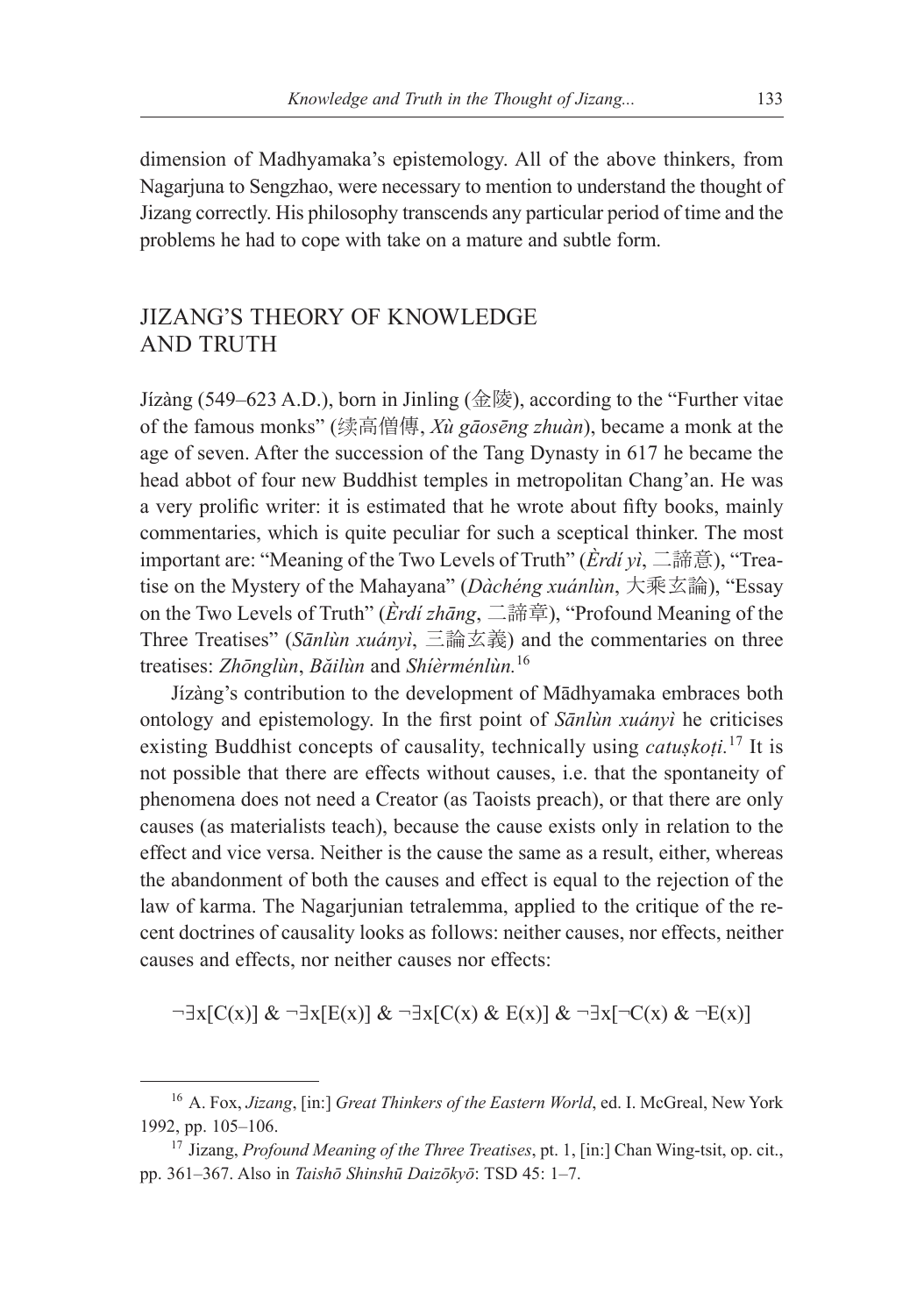dimension of Madhyamaka's epistemology. All of the above thinkers, from Nagarjuna to Sengzhao, were necessary to mention to understand the thought of Jizang correctly. His philosophy transcends any particular period of time and the problems he had to cope with take on a mature and subtle form.

## JIZANG'S THEORY OF KNOWLEDGE AND TRUTH

Jízàng (549–623 A.D.), born in Jinling (金陵), according to the "Further vitae of the famous monks" (续高僧傳, *Xù gāosēng zhuàn*), became a monk at the age of seven. After the succession of the Tang Dynasty in 617 he became the head abbot of four new Buddhist temples in metropolitan Chang'an. He was a very prolific writer: it is estimated that he wrote about fifty books, mainly commentaries, which is quite peculiar for such a sceptical thinker. The most important are: "Meaning of the Two Levels of Truth" (*Èrdí yì*, 二諦意), "Treatise on the Mystery of the Mahayana" (*Dàchéng xuánlùn*, 大乘玄論), "Essay on the Two Levels of Truth" (*Èrdí zhāng*, 二諦章), "Profound Meaning of the Three Treatises" (*Sānlùn xuányì*, 三論玄義) and the commentaries on three treatises: *Zhōnglùn*, *Băilùn* and *Shíèrménlùn.*[16]

Jízàng's contribution to the development of Mādhyamaka embraces both ontology and epistemology. In the first point of *Sānlùn xuányì* he criticises existing Buddhist concepts of causality, technically using *catuṣkoṭi.*[17] It is not possible that there are effects without causes, i.e. that the spontaneity of phenomena does not need a Creator (as Taoists preach), or that there are only causes (as materialists teach), because the cause exists only in relation to the effect and vice versa. Neither is the cause the same as a result, either, whereas the abandonment of both the causes and effect is equal to the rejection of the law of karma. The Nagarjunian tetralemma, applied to the critique of the recent doctrines of causality looks as follows: neither causes, nor effects, neither causes and effects, nor neither causes nor effects:

$$\neg\exists x[C(x)] \,\&\, \neg\exists x[E(x)] \,\&\, \neg\exists x[C(x) \,\&\, E(x)] \,\&\, \neg\exists x[\neg C(x) \,\&\, \neg E(x)]$$

---

[16] A. Fox, *Jizang*, [in:] *Great Thinkers of the Eastern World*, ed. I. McGreal, New York 1992, pp. 105–106.

[17] Jizang, *Profound Meaning of the Three Treatises*, pt. 1, [in:] Chan Wing-tsit, op. cit., pp. 361–367. Also in *Taishō Shinshū Daizōkyō*: TSD 45: 1–7.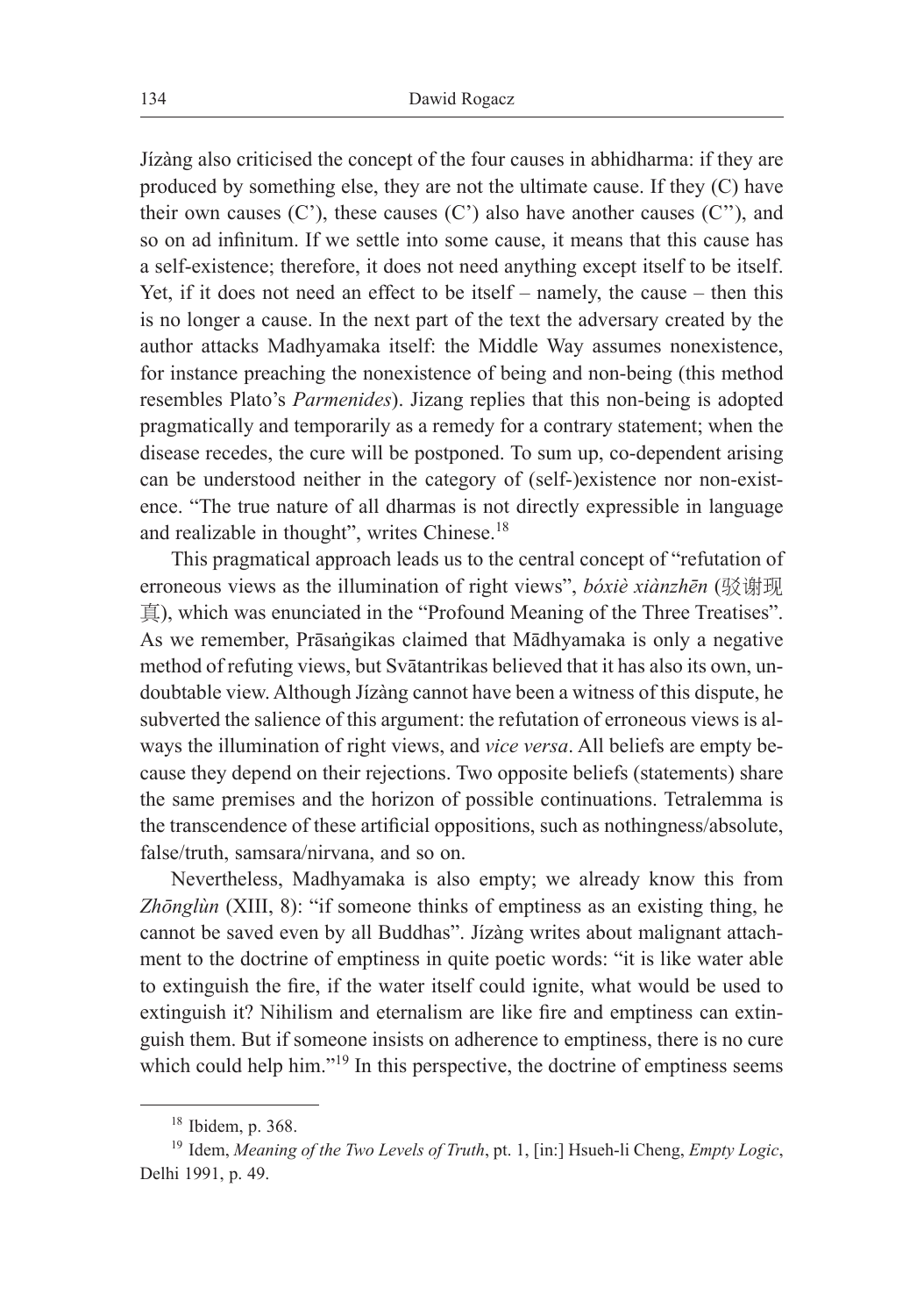Jízàng also criticised the concept of the four causes in abhidharma: if they are produced by something else, they are not the ultimate cause. If they (C) have their own causes (C'), these causes (C') also have another causes (C''), and so on ad infinitum. If we settle into some cause, it means that this cause has a self-existence; therefore, it does not need anything except itself to be itself. Yet, if it does not need an effect to be itself – namely, the cause – then this is no longer a cause. In the next part of the text the adversary created by the author attacks Madhyamaka itself: the Middle Way assumes nonexistence, for instance preaching the nonexistence of being and non-being (this method resembles Plato's *Parmenides*). Jizang replies that this non-being is adopted pragmatically and temporarily as a remedy for a contrary statement; when the disease recedes, the cure will be postponed. To sum up, co-dependent arising can be understood neither in the category of (self-)existence nor non-existence. "The true nature of all dharmas is not directly expressible in language and realizable in thought", writes Chinese.[18]

This pragmatical approach leads us to the central concept of "refutation of erroneous views as the illumination of right views", *bóxiè xiànzhēn* (驳谢现真), which was enunciated in the "Profound Meaning of the Three Treatises". As we remember, Prāsaṅgikas claimed that Mādhyamaka is only a negative method of refuting views, but Svātantrikas believed that it has also its own, undoubtable view. Although Jízàng cannot have been a witness of this dispute, he subverted the salience of this argument: the refutation of erroneous views is always the illumination of right views, and *vice versa*. All beliefs are empty because they depend on their rejections. Two opposite beliefs (statements) share the same premises and the horizon of possible continuations. Tetralemma is the transcendence of these artificial oppositions, such as nothingness/absolute, false/truth, samsara/nirvana, and so on.

Nevertheless, Madhyamaka is also empty; we already know this from *Zhōnglùn* (XIII, 8): "if someone thinks of emptiness as an existing thing, he cannot be saved even by all Buddhas". Jízàng writes about malignant attachment to the doctrine of emptiness in quite poetic words: "it is like water able to extinguish the fire, if the water itself could ignite, what would be used to extinguish it? Nihilism and eternalism are like fire and emptiness can extinguish them. But if someone insists on adherence to emptiness, there is no cure which could help him."[19] In this perspective, the doctrine of emptiness seems

---

[18] Ibidem, p. 368.

[19] Idem, *Meaning of the Two Levels of Truth*, pt. 1, [in:] Hsueh-li Cheng, *Empty Logic*, Delhi 1991, p. 49.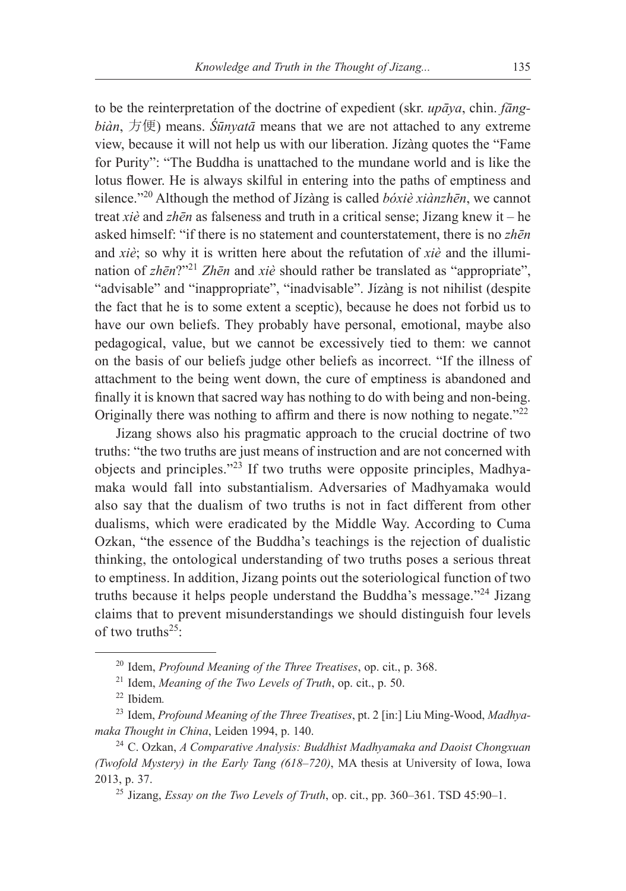to be the reinterpretation of the doctrine of expedient (skr. *upāya*, chin. *fāngbiàn*, 方便) means. *Śūnyatā* means that we are not attached to any extreme view, because it will not help us with our liberation. Jízàng quotes the "Fame for Purity": "The Buddha is unattached to the mundane world and is like the lotus flower. He is always skilful in entering into the paths of emptiness and silence."[20] Although the method of Jízàng is called *bóxiè xiànzhēn*, we cannot treat *xiè* and *zhēn* as falseness and truth in a critical sense; Jizang knew it – he asked himself: "if there is no statement and counterstatement, there is no *zhēn* and *xiè*; so why it is written here about the refutation of *xiè* and the illumination of *zhēn*?"[21] *Zhēn* and *xiè* should rather be translated as "appropriate", "advisable" and "inappropriate", "inadvisable". Jízàng is not nihilist (despite the fact that he is to some extent a sceptic), because he does not forbid us to have our own beliefs. They probably have personal, emotional, maybe also pedagogical, value, but we cannot be excessively tied to them: we cannot on the basis of our beliefs judge other beliefs as incorrect. "If the illness of attachment to the being went down, the cure of emptiness is abandoned and finally it is known that sacred way has nothing to do with being and non-being. Originally there was nothing to affirm and there is now nothing to negate."[22]

Jizang shows also his pragmatic approach to the crucial doctrine of two truths: "the two truths are just means of instruction and are not concerned with objects and principles."[23] If two truths were opposite principles, Madhyamaka would fall into substantialism. Adversaries of Madhyamaka would also say that the dualism of two truths is not in fact different from other dualisms, which were eradicated by the Middle Way. According to Cuma Ozkan, "the essence of the Buddha's teachings is the rejection of dualistic thinking, the ontological understanding of two truths poses a serious threat to emptiness. In addition, Jizang points out the soteriological function of two truths because it helps people understand the Buddha's message."[24] Jizang claims that to prevent misunderstandings we should distinguish four levels of two truths[25]:

---

[20] Idem, *Profound Meaning of the Three Treatises*, op. cit., p. 368.

[21] Idem, *Meaning of the Two Levels of Truth*, op. cit., p. 50.

[22] Ibidem*.*

[23] Idem, *Profound Meaning of the Three Treatises*, pt. 2 [in:] Liu Ming-Wood, *Madhyamaka Thought in China*, Leiden 1994, p. 140.

[24] C. Ozkan, *A Comparative Analysis: Buddhist Madhyamaka and Daoist Chongxuan (Twofold Mystery) in the Early Tang (618–720)*, MA thesis at University of Iowa, Iowa 2013, p. 37.

[25] Jizang, *Essay on the Two Levels of Truth*, op. cit., pp. 360–361. TSD 45:90–1.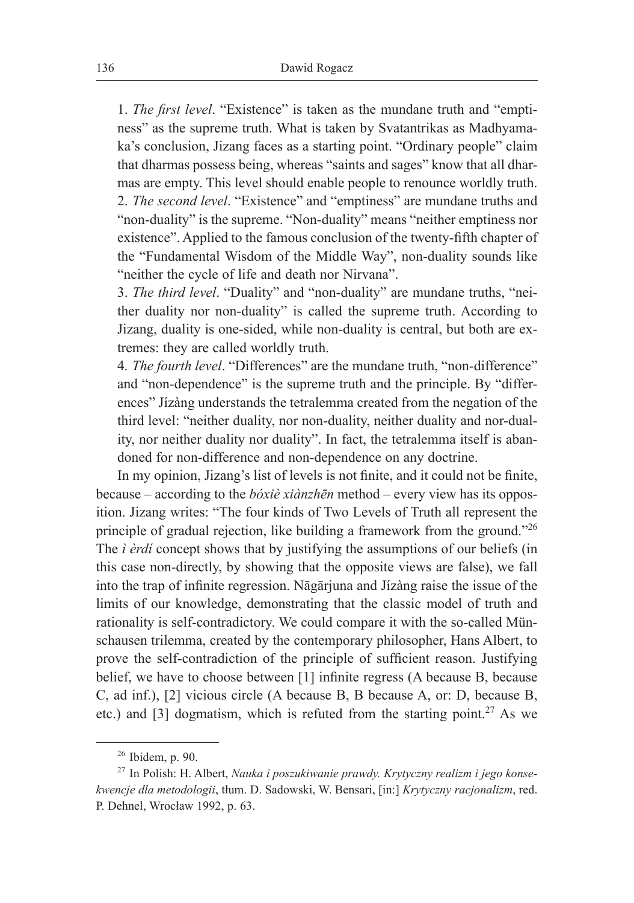1. *The first level*. "Existence" is taken as the mundane truth and "emptiness" as the supreme truth. What is taken by Svatantrikas as Madhyamaka's conclusion, Jizang faces as a starting point. "Ordinary people" claim that dharmas possess being, whereas "saints and sages" know that all dharmas are empty. This level should enable people to renounce worldly truth.
2. *The second level*. "Existence" and "emptiness" are mundane truths and "non-duality" is the supreme. "Non-duality" means "neither emptiness nor existence". Applied to the famous conclusion of the twenty-fifth chapter of the "Fundamental Wisdom of the Middle Way", non-duality sounds like "neither the cycle of life and death nor Nirvana".
3. *The third level*. "Duality" and "non-duality" are mundane truths, "neither duality nor non-duality" is called the supreme truth. According to Jizang, duality is one-sided, while non-duality is central, but both are extremes: they are called worldly truth.
4. *The fourth level*. "Differences" are the mundane truth, "non-difference" and "non-dependence" is the supreme truth and the principle. By "differences" Jízàng understands the tetralemma created from the negation of the third level: "neither duality, nor non-duality, neither duality and nor-duality, nor neither duality nor duality". In fact, the tetralemma itself is abandoned for non-difference and non-dependence on any doctrine.

In my opinion, Jizang's list of levels is not finite, and it could not be finite, because – according to the *bóxiè xiànzhēn* method – every view has its opposition. Jizang writes: "The four kinds of Two Levels of Truth all represent the principle of gradual rejection, like building a framework from the ground."[26] The *ì èrdí* concept shows that by justifying the assumptions of our beliefs (in this case non-directly, by showing that the opposite views are false), we fall into the trap of infinite regression. Nāgārjuna and Jízàng raise the issue of the limits of our knowledge, demonstrating that the classic model of truth and rationality is self-contradictory. We could compare it with the so-called Münschausen trilemma, created by the contemporary philosopher, Hans Albert, to prove the self-contradiction of the principle of sufficient reason. Justifying belief, we have to choose between [1] infinite regress (A because B, because C, ad inf.), [2] vicious circle (A because B, B because A, or: D, because B, etc.) and [3] dogmatism, which is refuted from the starting point.[27] As we

---

[26] Ibidem, p. 90.

[27] In Polish: H. Albert, *Nauka i poszukiwanie prawdy. Krytyczny realizm i jego konsekwencje dla metodologii*, tłum. D. Sadowski, W. Bensari, [in:] *Krytyczny racjonalizm*, red. P. Dehnel, Wrocław 1992, p. 63.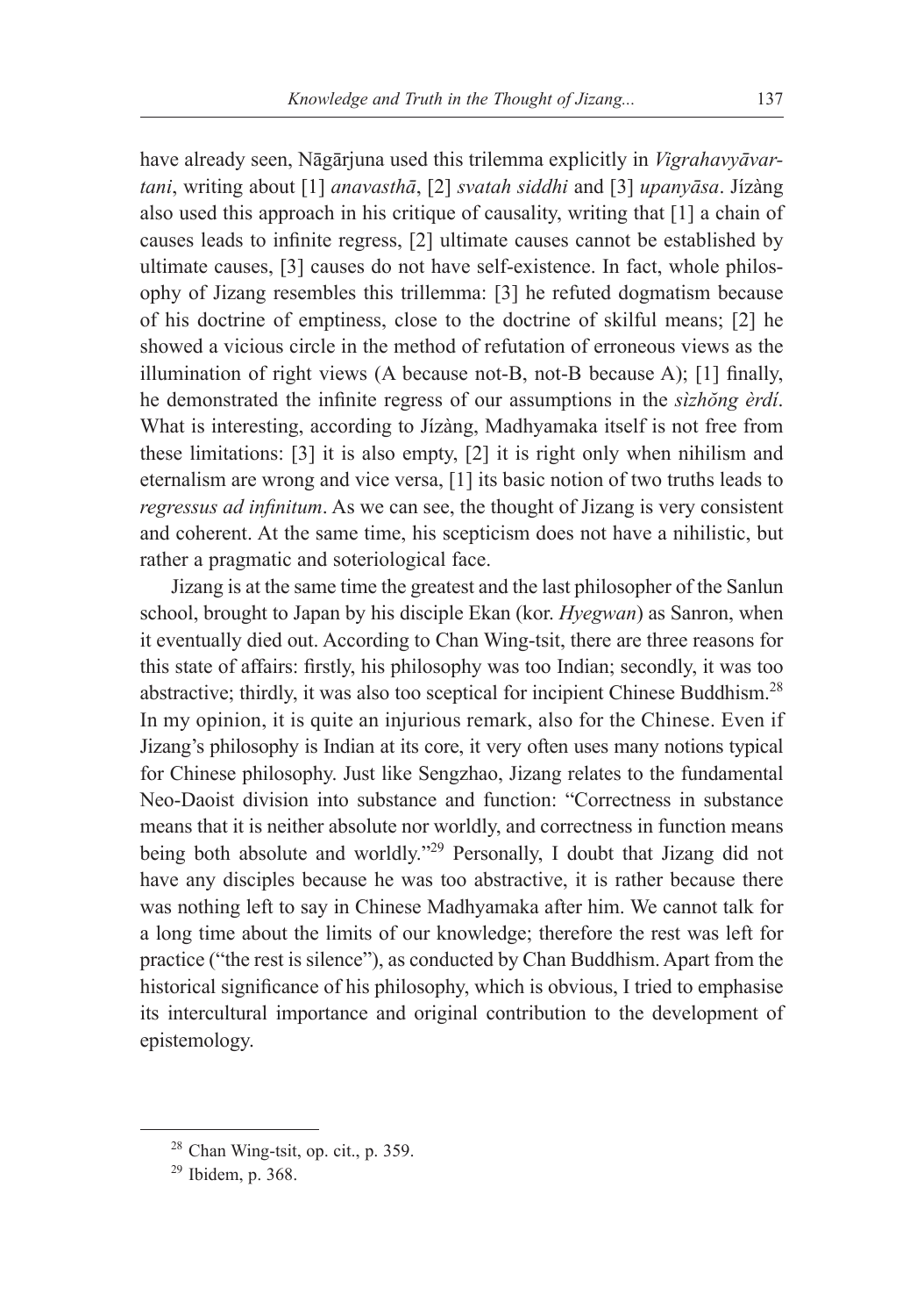have already seen, Nāgārjuna used this trilemma explicitly in *Vigrahavyāvartani*, writing about [1] *anavasthā*, [2] *svatah siddhi* and [3] *upanyāsa*. Jízàng also used this approach in his critique of causality, writing that [1] a chain of causes leads to infinite regress, [2] ultimate causes cannot be established by ultimate causes, [3] causes do not have self-existence. In fact, whole philosophy of Jizang resembles this trillemma: [3] he refuted dogmatism because of his doctrine of emptiness, close to the doctrine of skilful means; [2] he showed a vicious circle in the method of refutation of erroneous views as the illumination of right views (A because not-B, not-B because A); [1] finally, he demonstrated the infinite regress of our assumptions in the *sìzhŏng èrdí*. What is interesting, according to Jízàng, Madhyamaka itself is not free from these limitations: [3] it is also empty, [2] it is right only when nihilism and eternalism are wrong and vice versa, [1] its basic notion of two truths leads to *regressus ad infinitum*. As we can see, the thought of Jizang is very consistent and coherent. At the same time, his scepticism does not have a nihilistic, but rather a pragmatic and soteriological face.

Jizang is at the same time the greatest and the last philosopher of the Sanlun school, brought to Japan by his disciple Ekan (kor. *Hyegwan*) as Sanron, when it eventually died out. According to Chan Wing-tsit, there are three reasons for this state of affairs: firstly, his philosophy was too Indian; secondly, it was too abstractive; thirdly, it was also too sceptical for incipient Chinese Buddhism.[28] In my opinion, it is quite an injurious remark, also for the Chinese. Even if Jizang's philosophy is Indian at its core, it very often uses many notions typical for Chinese philosophy. Just like Sengzhao, Jizang relates to the fundamental Neo-Daoist division into substance and function: "Correctness in substance means that it is neither absolute nor worldly, and correctness in function means being both absolute and worldly."[29] Personally, I doubt that Jizang did not have any disciples because he was too abstractive, it is rather because there was nothing left to say in Chinese Madhyamaka after him. We cannot talk for a long time about the limits of our knowledge; therefore the rest was left for practice ("the rest is silence"), as conducted by Chan Buddhism. Apart from the historical significance of his philosophy, which is obvious, I tried to emphasise its intercultural importance and original contribution to the development of epistemology.

---

[28] Chan Wing-tsit, op. cit., p. 359.

[29] Ibidem, p. 368.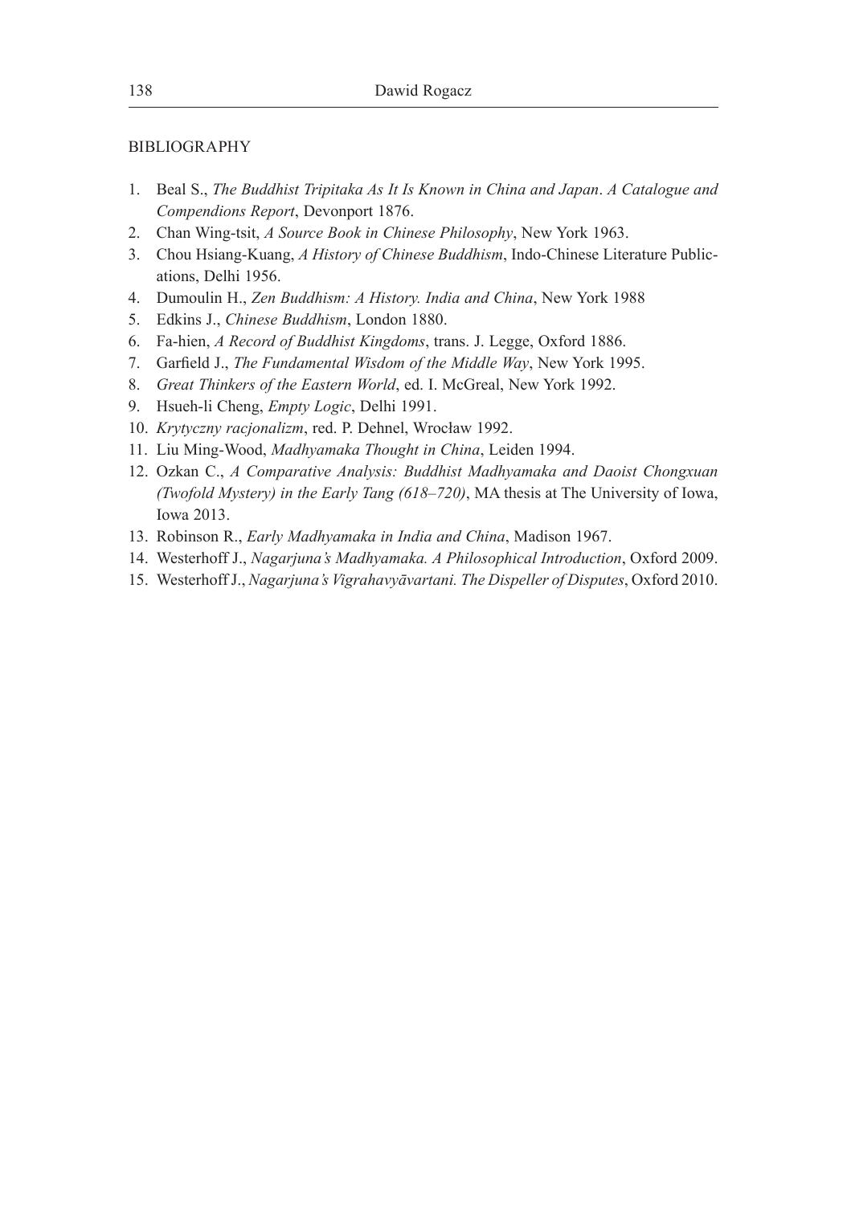## BIBLIOGRAPHY

1. Beal S., *The Buddhist Tripitaka As It Is Known in China and Japan*. *A Catalogue and Compendions Report*, Devonport 1876.
2. Chan Wing-tsit, *A Source Book in Chinese Philosophy*, New York 1963.
3. Chou Hsiang-Kuang, *A History of Chinese Buddhism*, Indo-Chinese Literature Publications, Delhi 1956.
4. Dumoulin H., *Zen Buddhism: A History. India and China*, New York 1988
5. Edkins J., *Chinese Buddhism*, London 1880.
6. Fa-hien, *A Record of Buddhist Kingdoms*, trans. J. Legge, Oxford 1886.
7. Garfield J., *The Fundamental Wisdom of the Middle Way*, New York 1995.
8. *Great Thinkers of the Eastern World*, ed. I. McGreal, New York 1992.
9. Hsueh-li Cheng, *Empty Logic*, Delhi 1991.
10. *Krytyczny racjonalizm*, red. P. Dehnel, Wrocław 1992.
11. Liu Ming-Wood, *Madhyamaka Thought in China*, Leiden 1994.
12. Ozkan C., *A Comparative Analysis: Buddhist Madhyamaka and Daoist Chongxuan (Twofold Mystery) in the Early Tang (618–720)*, MA thesis at The University of Iowa, Iowa 2013.
13. Robinson R., *Early Madhyamaka in India and China*, Madison 1967.
14. Westerhoff J., *Nagarjuna's Madhyamaka. A Philosophical Introduction*, Oxford 2009.
15. Westerhoff J., *Nagarjuna's Vigrahavyāvartani. The Dispeller of Disputes*, Oxford 2010.